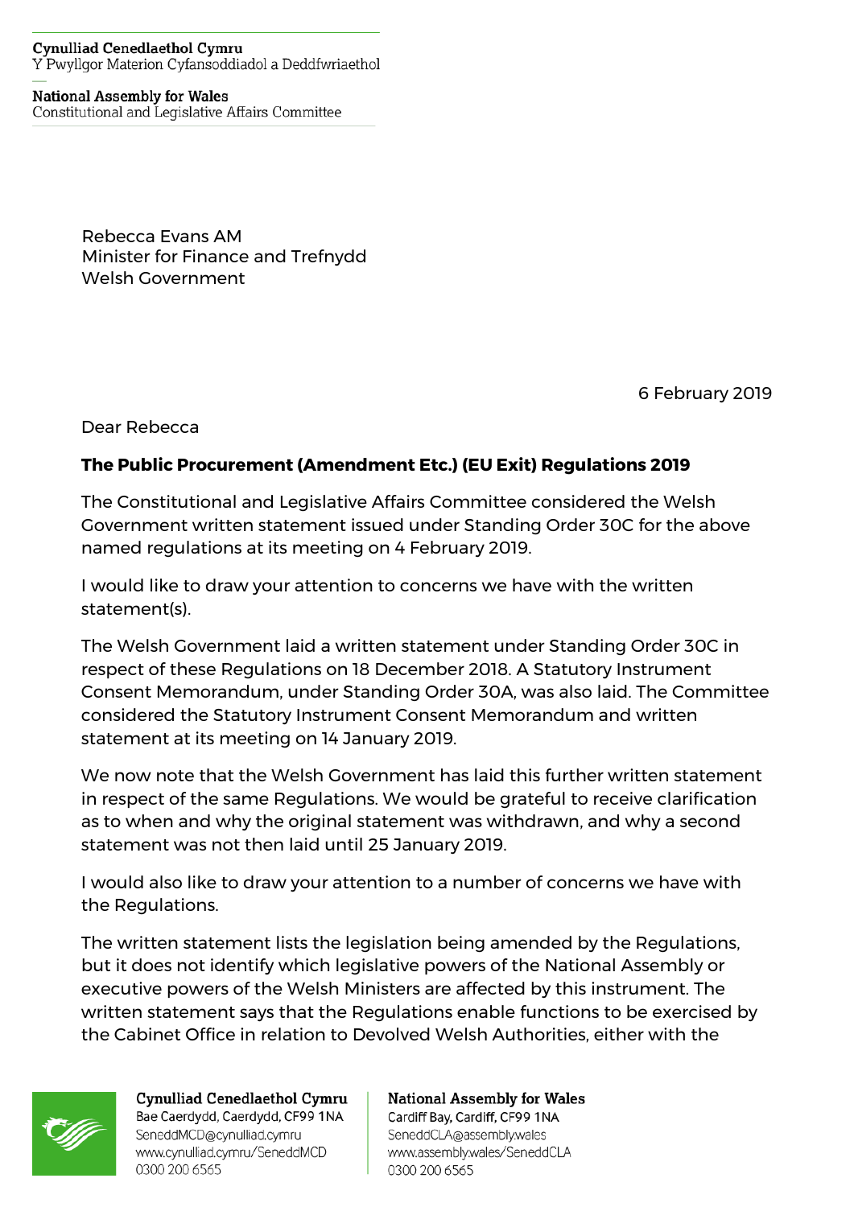Cynulliad Cenedlaethol Cymru
Y Pwyllgor Materion Cyfansoddiadol a Deddfwriaethol

National Assembly for Wales
Constitutional and Legislative Affairs Committee

Rebecca Evans AM
Minister for Finance and Trefnydd
Welsh Government

6 February 2019

Dear Rebecca

**The Public Procurement (Amendment Etc.) (EU Exit) Regulations 2019**

The Constitutional and Legislative Affairs Committee considered the Welsh Government written statement issued under Standing Order 30C for the above named regulations at its meeting on 4 February 2019.

I would like to draw your attention to concerns we have with the written statement(s).

The Welsh Government laid a written statement under Standing Order 30C in respect of these Regulations on 18 December 2018. A Statutory Instrument Consent Memorandum, under Standing Order 30A, was also laid. The Committee considered the Statutory Instrument Consent Memorandum and written statement at its meeting on 14 January 2019.

We now note that the Welsh Government has laid this further written statement in respect of the same Regulations. We would be grateful to receive clarification as to when and why the original statement was withdrawn, and why a second statement was not then laid until 25 January 2019.

I would also like to draw your attention to a number of concerns we have with the Regulations.

The written statement lists the legislation being amended by the Regulations, but it does not identify which legislative powers of the National Assembly or executive powers of the Welsh Ministers are affected by this instrument. The written statement says that the Regulations enable functions to be exercised by the Cabinet Office in relation to Devolved Welsh Authorities, either with the

Cynulliad Cenedlaethol Cymru
Bae Caerdydd, Caerdydd, CF99 1NA
SeneddMCD@cynulliad.cymru
www.cynulliad.cymru/SeneddMCD
0300 200 6565

National Assembly for Wales
Cardiff Bay, Cardiff, CF99 1NA
SeneddCLA@assembly.wales
www.assembly.wales/SeneddCLA
0300 200 6565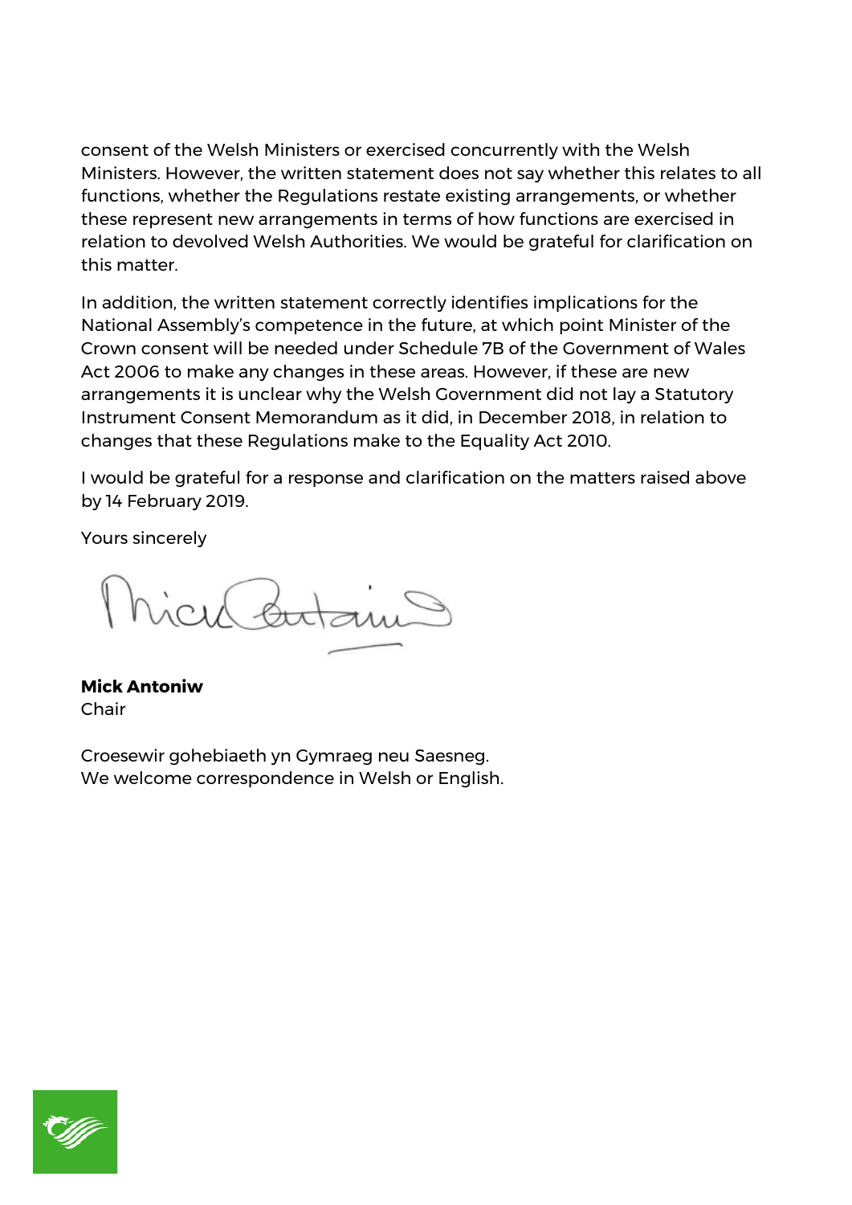consent of the Welsh Ministers or exercised concurrently with the Welsh Ministers. However, the written statement does not say whether this relates to all functions, whether the Regulations restate existing arrangements, or whether these represent new arrangements in terms of how functions are exercised in relation to devolved Welsh Authorities. We would be grateful for clarification on this matter.

In addition, the written statement correctly identifies implications for the National Assembly's competence in the future, at which point Minister of the Crown consent will be needed under Schedule 7B of the Government of Wales Act 2006 to make any changes in these areas. However, if these are new arrangements it is unclear why the Welsh Government did not lay a Statutory Instrument Consent Memorandum as it did, in December 2018, in relation to changes that these Regulations make to the Equality Act 2010.

I would be grateful for a response and clarification on the matters raised above by 14 February 2019.

Yours sincerely

**Mick Antoniw**
Chair

Croesewir gohebiaeth yn Gymraeg neu Saesneg.
We welcome correspondence in Welsh or English.